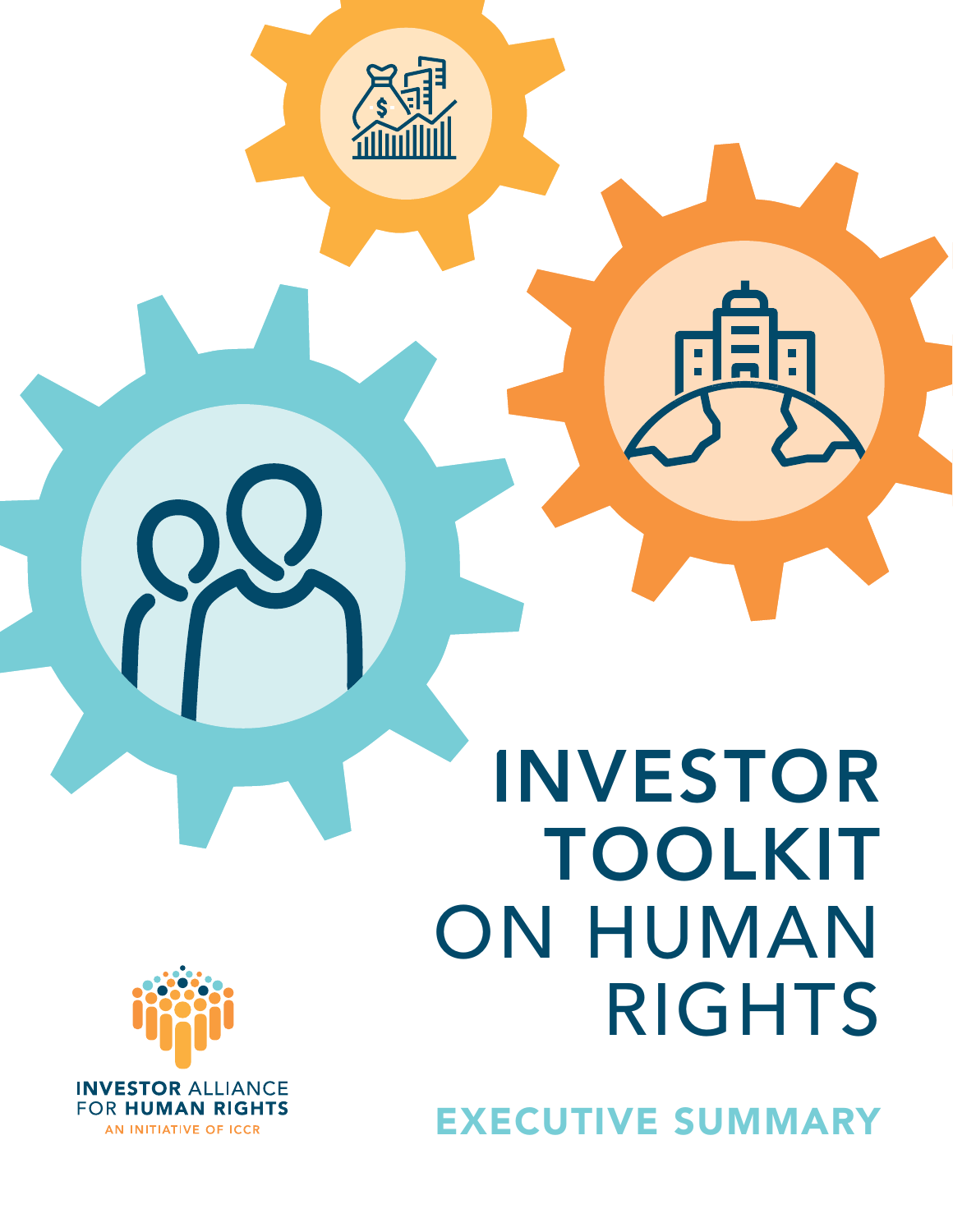# INVESTOR TOOLKIT ON HUMAN RIGHTS

## EXECUTIVE SUMMARY

**INVESTOR** ALLIANCE
FOR **HUMAN RIGHTS**
AN INITIATIVE OF ICCR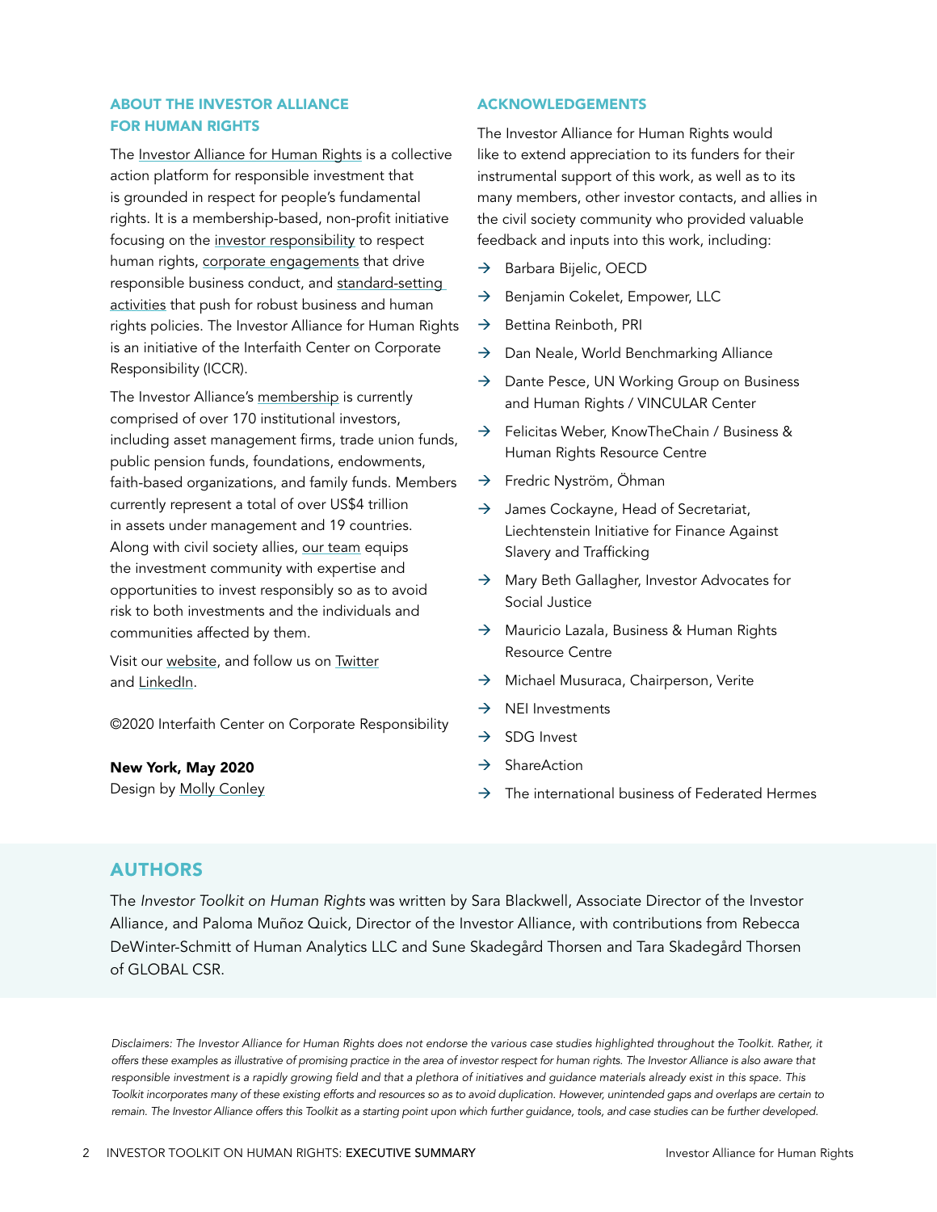## ABOUT THE INVESTOR ALLIANCE FOR HUMAN RIGHTS

The Investor Alliance for Human Rights is a collective action platform for responsible investment that is grounded in respect for people's fundamental rights. It is a membership-based, non-profit initiative focusing on the investor responsibility to respect human rights, corporate engagements that drive responsible business conduct, and standard-setting activities that push for robust business and human rights policies. The Investor Alliance for Human Rights is an initiative of the Interfaith Center on Corporate Responsibility (ICCR).

The Investor Alliance's membership is currently comprised of over 170 institutional investors, including asset management firms, trade union funds, public pension funds, foundations, endowments, faith-based organizations, and family funds. Members currently represent a total of over US$4 trillion in assets under management and 19 countries. Along with civil society allies, our team equips the investment community with expertise and opportunities to invest responsibly so as to avoid risk to both investments and the individuals and communities affected by them.

Visit our website, and follow us on Twitter and LinkedIn.

©2020 Interfaith Center on Corporate Responsibility

**New York, May 2020**
Design by Molly Conley

## ACKNOWLEDGEMENTS

The Investor Alliance for Human Rights would like to extend appreciation to its funders for their instrumental support of this work, as well as to its many members, other investor contacts, and allies in the civil society community who provided valuable feedback and inputs into this work, including:

- Barbara Bijelic, OECD
- Benjamin Cokelet, Empower, LLC
- Bettina Reinboth, PRI
- Dan Neale, World Benchmarking Alliance
- Dante Pesce, UN Working Group on Business and Human Rights / VINCULAR Center
- Felicitas Weber, KnowTheChain / Business & Human Rights Resource Centre
- Fredric Nyström, Öhman
- James Cockayne, Head of Secretariat, Liechtenstein Initiative for Finance Against Slavery and Trafficking
- Mary Beth Gallagher, Investor Advocates for Social Justice
- Mauricio Lazala, Business & Human Rights Resource Centre
- Michael Musuraca, Chairperson, Verite
- NEI Investments
- SDG Invest
- ShareAction
- The international business of Federated Hermes

## AUTHORS

The *Investor Toolkit on Human Rights* was written by Sara Blackwell, Associate Director of the Investor Alliance, and Paloma Muñoz Quick, Director of the Investor Alliance, with contributions from Rebecca DeWinter-Schmitt of Human Analytics LLC and Sune Skadegård Thorsen and Tara Skadegård Thorsen of GLOBAL CSR.

*Disclaimers: The Investor Alliance for Human Rights does not endorse the various case studies highlighted throughout the Toolkit. Rather, it offers these examples as illustrative of promising practice in the area of investor respect for human rights. The Investor Alliance is also aware that responsible investment is a rapidly growing field and that a plethora of initiatives and guidance materials already exist in this space. This Toolkit incorporates many of these existing efforts and resources so as to avoid duplication. However, unintended gaps and overlaps are certain to remain. The Investor Alliance offers this Toolkit as a starting point upon which further guidance, tools, and case studies can be further developed.*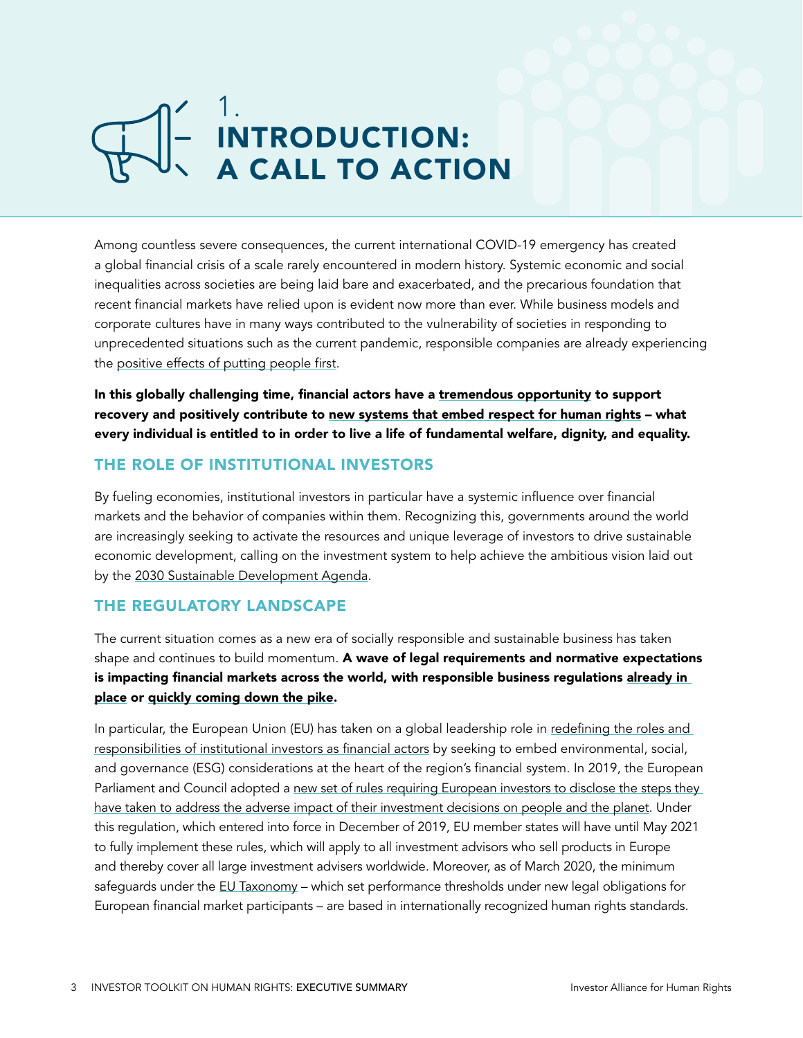# 1. INTRODUCTION: A CALL TO ACTION

Among countless severe consequences, the current international COVID-19 emergency has created a global financial crisis of a scale rarely encountered in modern history. Systemic economic and social inequalities across societies are being laid bare and exacerbated, and the precarious foundation that recent financial markets have relied upon is evident now more than ever. While business models and corporate cultures have in many ways contributed to the vulnerability of societies in responding to unprecedented situations such as the current pandemic, responsible companies are already experiencing the positive effects of putting people first.

**In this globally challenging time, financial actors have a tremendous opportunity to support recovery and positively contribute to new systems that embed respect for human rights – what every individual is entitled to in order to live a life of fundamental welfare, dignity, and equality.**

## THE ROLE OF INSTITUTIONAL INVESTORS

By fueling economies, institutional investors in particular have a systemic influence over financial markets and the behavior of companies within them. Recognizing this, governments around the world are increasingly seeking to activate the resources and unique leverage of investors to drive sustainable economic development, calling on the investment system to help achieve the ambitious vision laid out by the 2030 Sustainable Development Agenda.

## THE REGULATORY LANDSCAPE

The current situation comes as a new era of socially responsible and sustainable business has taken shape and continues to build momentum. **A wave of legal requirements and normative expectations is impacting financial markets across the world, with responsible business regulations already in place or quickly coming down the pike.**

In particular, the European Union (EU) has taken on a global leadership role in redefining the roles and responsibilities of institutional investors as financial actors by seeking to embed environmental, social, and governance (ESG) considerations at the heart of the region's financial system. In 2019, the European Parliament and Council adopted a new set of rules requiring European investors to disclose the steps they have taken to address the adverse impact of their investment decisions on people and the planet. Under this regulation, which entered into force in December of 2019, EU member states will have until May 2021 to fully implement these rules, which will apply to all investment advisors who sell products in Europe and thereby cover all large investment advisers worldwide. Moreover, as of March 2020, the minimum safeguards under the EU Taxonomy – which set performance thresholds under new legal obligations for European financial market participants – are based in internationally recognized human rights standards.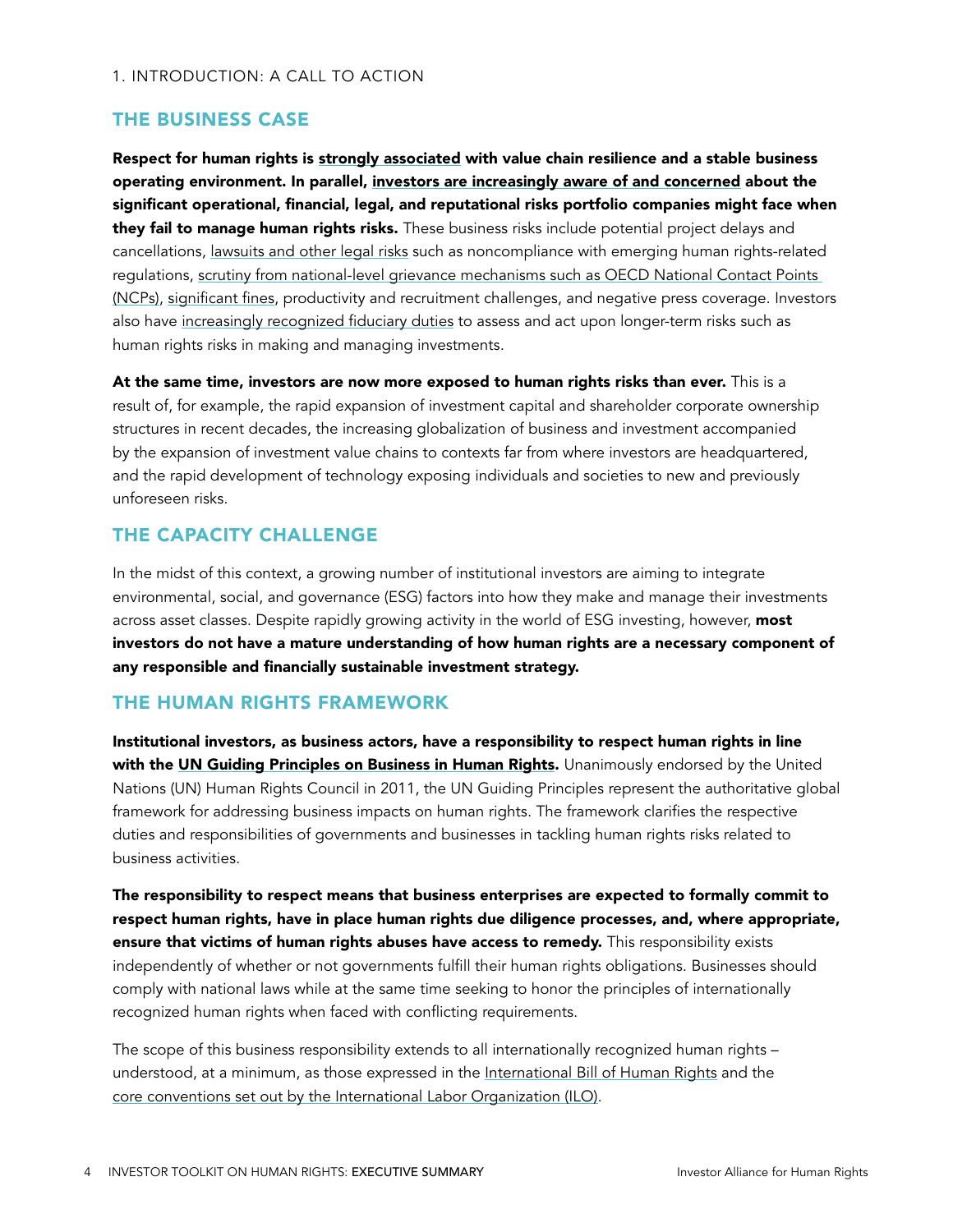## 1. INTRODUCTION: A CALL TO ACTION

### THE BUSINESS CASE

**Respect for human rights is strongly associated with value chain resilience and a stable business operating environment. In parallel, investors are increasingly aware of and concerned about the significant operational, financial, legal, and reputational risks portfolio companies might face when they fail to manage human rights risks.** These business risks include potential project delays and cancellations, lawsuits and other legal risks such as noncompliance with emerging human rights-related regulations, scrutiny from national-level grievance mechanisms such as OECD National Contact Points (NCPs), significant fines, productivity and recruitment challenges, and negative press coverage. Investors also have increasingly recognized fiduciary duties to assess and act upon longer-term risks such as human rights risks in making and managing investments.

**At the same time, investors are now more exposed to human rights risks than ever.** This is a result of, for example, the rapid expansion of investment capital and shareholder corporate ownership structures in recent decades, the increasing globalization of business and investment accompanied by the expansion of investment value chains to contexts far from where investors are headquartered, and the rapid development of technology exposing individuals and societies to new and previously unforeseen risks.

### THE CAPACITY CHALLENGE

In the midst of this context, a growing number of institutional investors are aiming to integrate environmental, social, and governance (ESG) factors into how they make and manage their investments across asset classes. Despite rapidly growing activity in the world of ESG investing, however, **most investors do not have a mature understanding of how human rights are a necessary component of any responsible and financially sustainable investment strategy.**

### THE HUMAN RIGHTS FRAMEWORK

**Institutional investors, as business actors, have a responsibility to respect human rights in line with the UN Guiding Principles on Business in Human Rights.** Unanimously endorsed by the United Nations (UN) Human Rights Council in 2011, the UN Guiding Principles represent the authoritative global framework for addressing business impacts on human rights. The framework clarifies the respective duties and responsibilities of governments and businesses in tackling human rights risks related to business activities.

**The responsibility to respect means that business enterprises are expected to formally commit to respect human rights, have in place human rights due diligence processes, and, where appropriate, ensure that victims of human rights abuses have access to remedy.** This responsibility exists independently of whether or not governments fulfill their human rights obligations. Businesses should comply with national laws while at the same time seeking to honor the principles of internationally recognized human rights when faced with conflicting requirements.

The scope of this business responsibility extends to all internationally recognized human rights – understood, at a minimum, as those expressed in the International Bill of Human Rights and the core conventions set out by the International Labor Organization (ILO).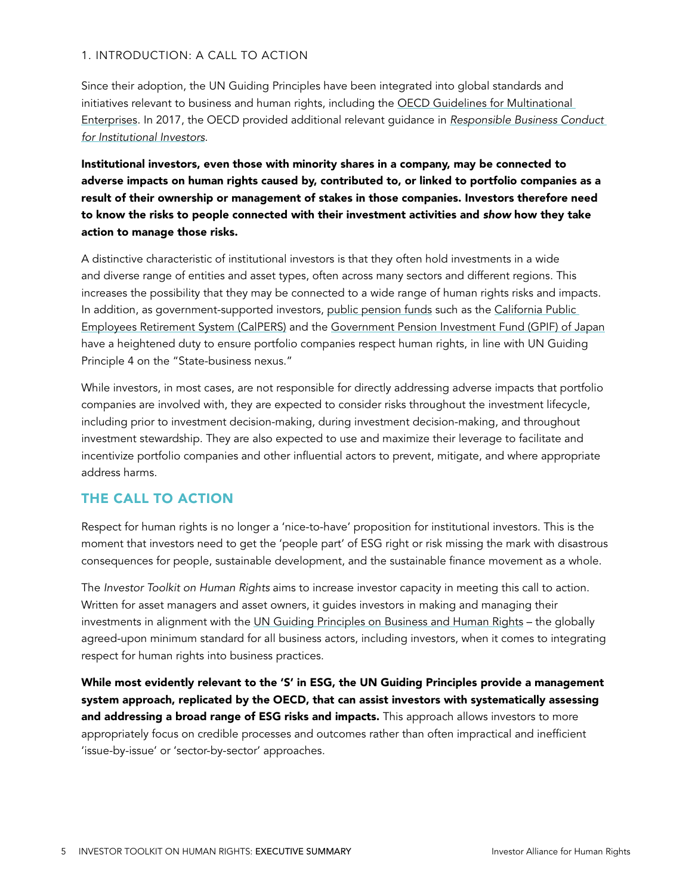## 1. INTRODUCTION: A CALL TO ACTION

Since their adoption, the UN Guiding Principles have been integrated into global standards and initiatives relevant to business and human rights, including the OECD Guidelines for Multinational Enterprises. In 2017, the OECD provided additional relevant guidance in *Responsible Business Conduct for Institutional Investors*.

**Institutional investors, even those with minority shares in a company, may be connected to adverse impacts on human rights caused by, contributed to, or linked to portfolio companies as a result of their ownership or management of stakes in those companies. Investors therefore need to know the risks to people connected with their investment activities and *show* how they take action to manage those risks.**

A distinctive characteristic of institutional investors is that they often hold investments in a wide and diverse range of entities and asset types, often across many sectors and different regions. This increases the possibility that they may be connected to a wide range of human rights risks and impacts. In addition, as government-supported investors, public pension funds such as the California Public Employees Retirement System (CalPERS) and the Government Pension Investment Fund (GPIF) of Japan have a heightened duty to ensure portfolio companies respect human rights, in line with UN Guiding Principle 4 on the "State-business nexus."

While investors, in most cases, are not responsible for directly addressing adverse impacts that portfolio companies are involved with, they are expected to consider risks throughout the investment lifecycle, including prior to investment decision-making, during investment decision-making, and throughout investment stewardship. They are also expected to use and maximize their leverage to facilitate and incentivize portfolio companies and other influential actors to prevent, mitigate, and where appropriate address harms.

## THE CALL TO ACTION

Respect for human rights is no longer a 'nice-to-have' proposition for institutional investors. This is the moment that investors need to get the 'people part' of ESG right or risk missing the mark with disastrous consequences for people, sustainable development, and the sustainable finance movement as a whole.

The *Investor Toolkit on Human Rights* aims to increase investor capacity in meeting this call to action. Written for asset managers and asset owners, it guides investors in making and managing their investments in alignment with the UN Guiding Principles on Business and Human Rights – the globally agreed-upon minimum standard for all business actors, including investors, when it comes to integrating respect for human rights into business practices.

**While most evidently relevant to the 'S' in ESG, the UN Guiding Principles provide a management system approach, replicated by the OECD, that can assist investors with systematically assessing and addressing a broad range of ESG risks and impacts.** This approach allows investors to more appropriately focus on credible processes and outcomes rather than often impractical and inefficient 'issue-by-issue' or 'sector-by-sector' approaches.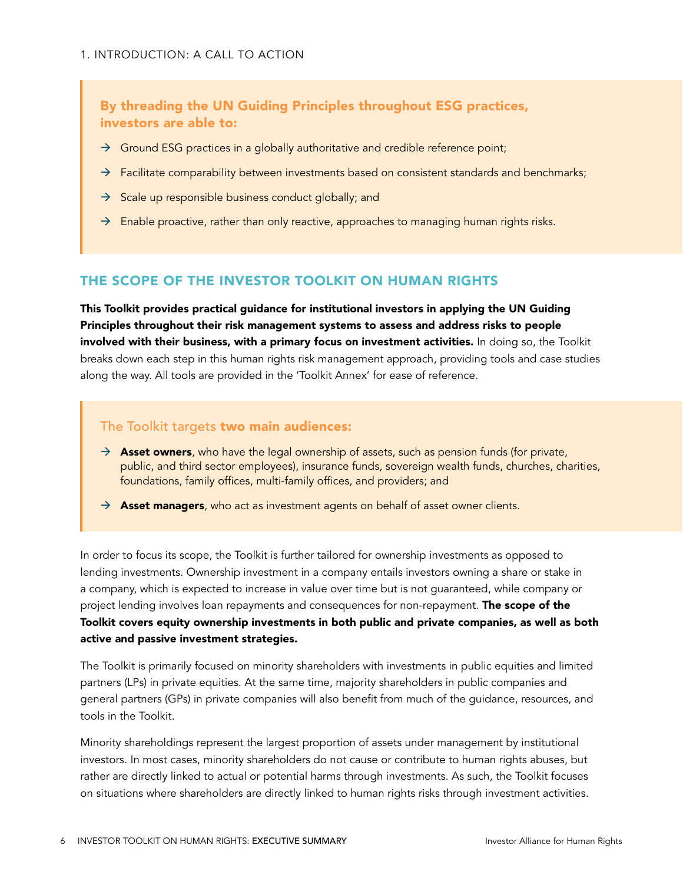**By threading the UN Guiding Principles throughout ESG practices, investors are able to:**

- Ground ESG practices in a globally authoritative and credible reference point;
- Facilitate comparability between investments based on consistent standards and benchmarks;
- Scale up responsible business conduct globally; and
- Enable proactive, rather than only reactive, approaches to managing human rights risks.

## THE SCOPE OF THE INVESTOR TOOLKIT ON HUMAN RIGHTS

**This Toolkit provides practical guidance for institutional investors in applying the UN Guiding Principles throughout their risk management systems to assess and address risks to people involved with their business, with a primary focus on investment activities.** In doing so, the Toolkit breaks down each step in this human rights risk management approach, providing tools and case studies along the way. All tools are provided in the 'Toolkit Annex' for ease of reference.

The Toolkit targets **two main audiences:**

- **Asset owners**, who have the legal ownership of assets, such as pension funds (for private, public, and third sector employees), insurance funds, sovereign wealth funds, churches, charities, foundations, family offices, multi-family offices, and providers; and
- **Asset managers**, who act as investment agents on behalf of asset owner clients.

In order to focus its scope, the Toolkit is further tailored for ownership investments as opposed to lending investments. Ownership investment in a company entails investors owning a share or stake in a company, which is expected to increase in value over time but is not guaranteed, while company or project lending involves loan repayments and consequences for non-repayment. **The scope of the Toolkit covers equity ownership investments in both public and private companies, as well as both active and passive investment strategies.**

The Toolkit is primarily focused on minority shareholders with investments in public equities and limited partners (LPs) in private equities. At the same time, majority shareholders in public companies and general partners (GPs) in private companies will also benefit from much of the guidance, resources, and tools in the Toolkit.

Minority shareholdings represent the largest proportion of assets under management by institutional investors. In most cases, minority shareholders do not cause or contribute to human rights abuses, but rather are directly linked to actual or potential harms through investments. As such, the Toolkit focuses on situations where shareholders are directly linked to human rights risks through investment activities.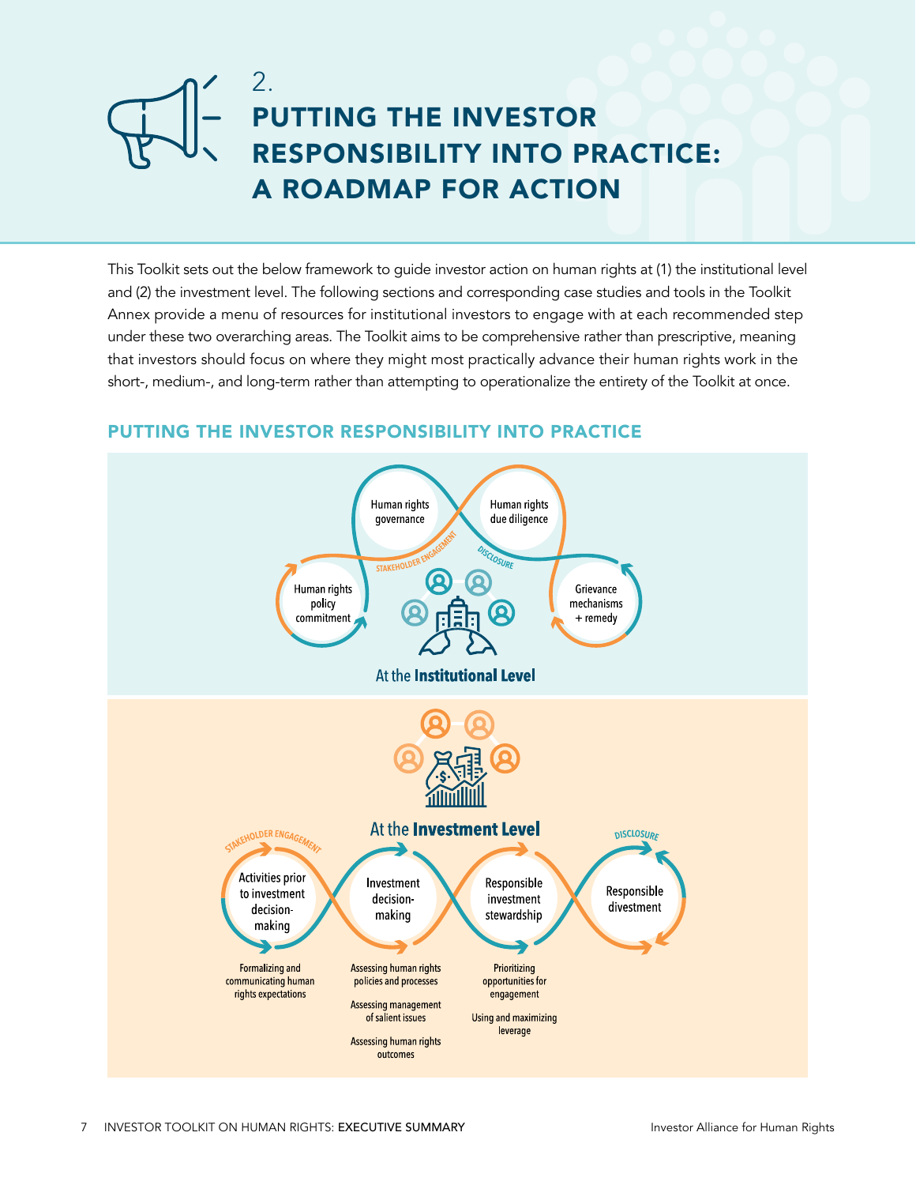# 2. PUTTING THE INVESTOR RESPONSIBILITY INTO PRACTICE: A ROADMAP FOR ACTION

This Toolkit sets out the below framework to guide investor action on human rights at (1) the institutional level and (2) the investment level. The following sections and corresponding case studies and tools in the Toolkit Annex provide a menu of resources for institutional investors to engage with at each recommended step under these two overarching areas. The Toolkit aims to be comprehensive rather than prescriptive, meaning that investors should focus on where they might most practically advance their human rights work in the short-, medium-, and long-term rather than attempting to operationalize the entirety of the Toolkit at once.

## PUTTING THE INVESTOR RESPONSIBILITY INTO PRACTICE

### At the Institutional Level

- Human rights policy commitment
- Human rights governance
- Human rights due diligence
- Grievance mechanisms + remedy

STAKEHOLDER ENGAGEMENT · DISCLOSURE

### At the Investment Level

STAKEHOLDER ENGAGEMENT · DISCLOSURE

- **Activities prior to investment decision-making**
  - Formalizing and communicating human rights expectations
- **Investment decision-making**
  - Assessing human rights policies and processes
  - Assessing management of salient issues
  - Assessing human rights outcomes
- **Responsible investment stewardship**
  - Prioritizing opportunities for engagement
  - Using and maximizing leverage
- **Responsible divestment**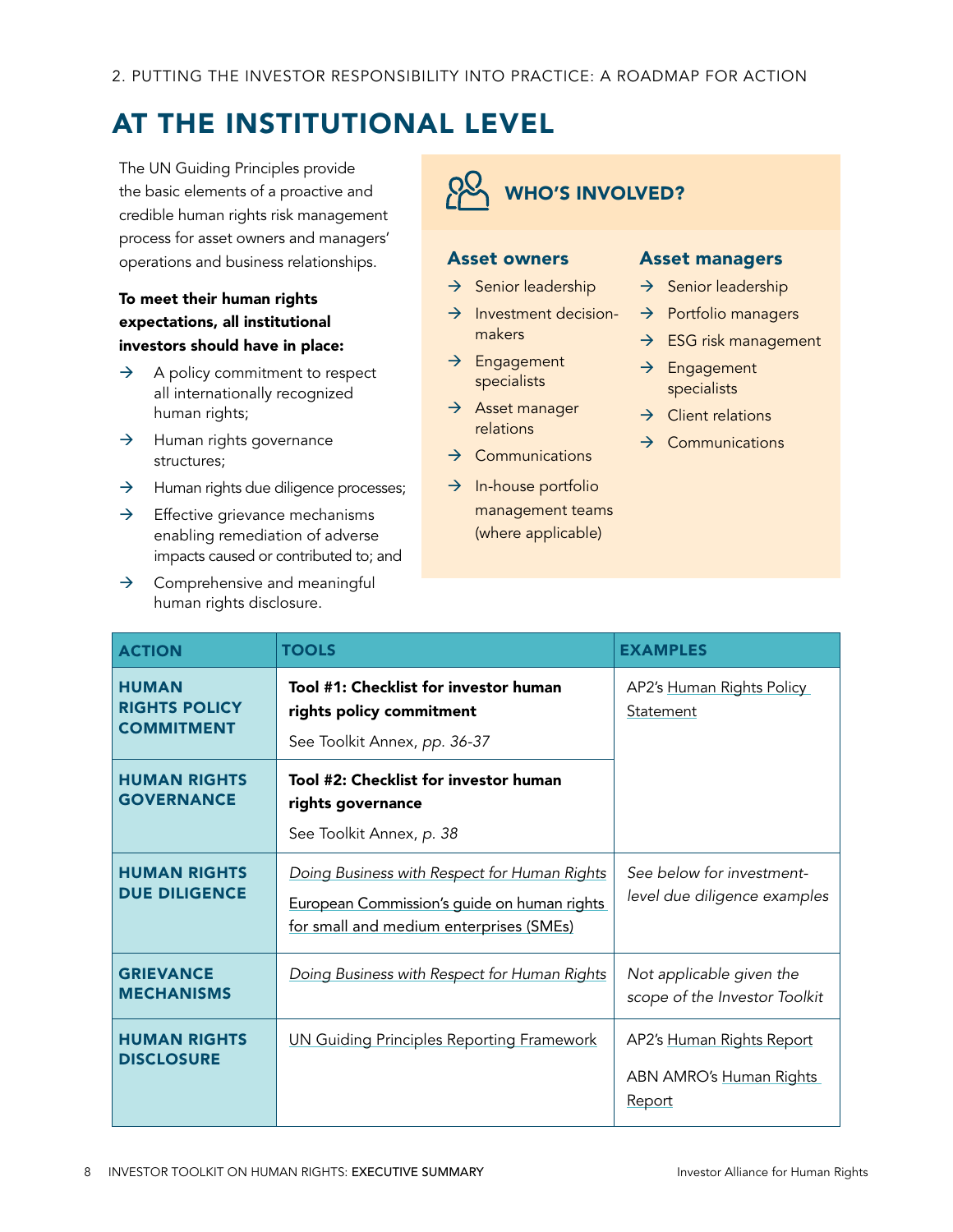2. PUTTING THE INVESTOR RESPONSIBILITY INTO PRACTICE: A ROADMAP FOR ACTION

# AT THE INSTITUTIONAL LEVEL

The UN Guiding Principles provide the basic elements of a proactive and credible human rights risk management process for asset owners and managers' operations and business relationships.

**To meet their human rights expectations, all institutional investors should have in place:**

- A policy commitment to respect all internationally recognized human rights;
- Human rights governance structures;
- Human rights due diligence processes;
- Effective grievance mechanisms enabling remediation of adverse impacts caused or contributed to; and
- Comprehensive and meaningful human rights disclosure.

## WHO'S INVOLVED?

### Asset owners

- Senior leadership
- Investment decision-makers
- Engagement specialists
- Asset manager relations
- Communications
- In-house portfolio management teams (where applicable)

### Asset managers

- Senior leadership
- Portfolio managers
- ESG risk management
- Engagement specialists
- Client relations
- Communications

| ACTION | TOOLS | EXAMPLES |
|---|---|---|
| **HUMAN RIGHTS POLICY COMMITMENT** | **Tool #1: Checklist for investor human rights policy commitment**<br>See Toolkit Annex, *pp. 36-37* | AP2's Human Rights Policy Statement |
| **HUMAN RIGHTS GOVERNANCE** | **Tool #2: Checklist for investor human rights governance**<br>See Toolkit Annex, *p. 38* | |
| **HUMAN RIGHTS DUE DILIGENCE** | *Doing Business with Respect for Human Rights*<br>European Commission's guide on human rights for small and medium enterprises (SMEs) | *See below for investment-level due diligence examples* |
| **GRIEVANCE MECHANISMS** | *Doing Business with Respect for Human Rights* | *Not applicable given the scope of the Investor Toolkit* |
| **HUMAN RIGHTS DISCLOSURE** | UN Guiding Principles Reporting Framework | AP2's Human Rights Report<br>ABN AMRO's Human Rights Report |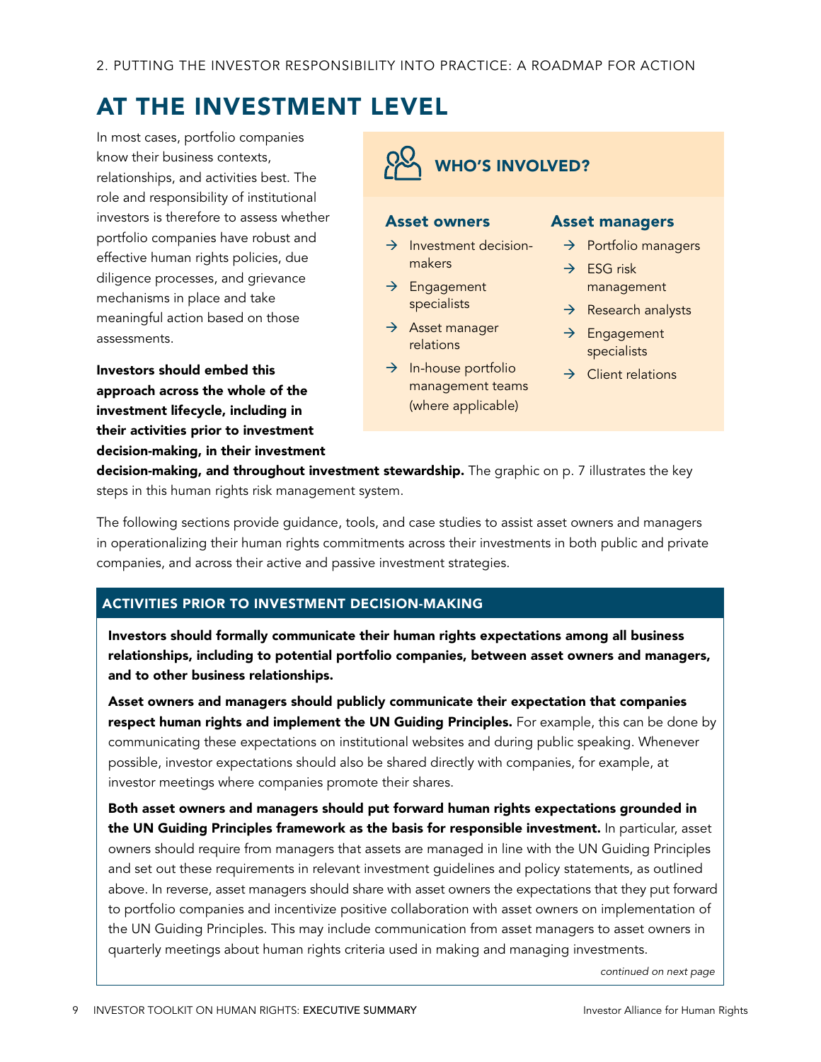## AT THE INVESTMENT LEVEL

In most cases, portfolio companies know their business contexts, relationships, and activities best. The role and responsibility of institutional investors is therefore to assess whether portfolio companies have robust and effective human rights policies, due diligence processes, and grievance mechanisms in place and take meaningful action based on those assessments.

**Investors should embed this approach across the whole of the investment lifecycle, including in their activities prior to investment decision-making, in their investment decision-making, and throughout investment stewardship.** The graphic on p. 7 illustrates the key steps in this human rights risk management system.

### WHO'S INVOLVED?

**Asset owners**

- → Investment decision-makers
- → Engagement specialists
- → Asset manager relations
- → In-house portfolio management teams (where applicable)

**Asset managers**

- → Portfolio managers
- → ESG risk management
- → Research analysts
- → Engagement specialists
- → Client relations

The following sections provide guidance, tools, and case studies to assist asset owners and managers in operationalizing their human rights commitments across their investments in both public and private companies, and across their active and passive investment strategies.

### ACTIVITIES PRIOR TO INVESTMENT DECISION-MAKING

**Investors should formally communicate their human rights expectations among all business relationships, including to potential portfolio companies, between asset owners and managers, and to other business relationships.**

**Asset owners and managers should publicly communicate their expectation that companies respect human rights and implement the UN Guiding Principles.** For example, this can be done by communicating these expectations on institutional websites and during public speaking. Whenever possible, investor expectations should also be shared directly with companies, for example, at investor meetings where companies promote their shares.

**Both asset owners and managers should put forward human rights expectations grounded in the UN Guiding Principles framework as the basis for responsible investment.** In particular, asset owners should require from managers that assets are managed in line with the UN Guiding Principles and set out these requirements in relevant investment guidelines and policy statements, as outlined above. In reverse, asset managers should share with asset owners the expectations that they put forward to portfolio companies and incentivize positive collaboration with asset owners on implementation of the UN Guiding Principles. This may include communication from asset managers to asset owners in quarterly meetings about human rights criteria used in making and managing investments.

*continued on next page*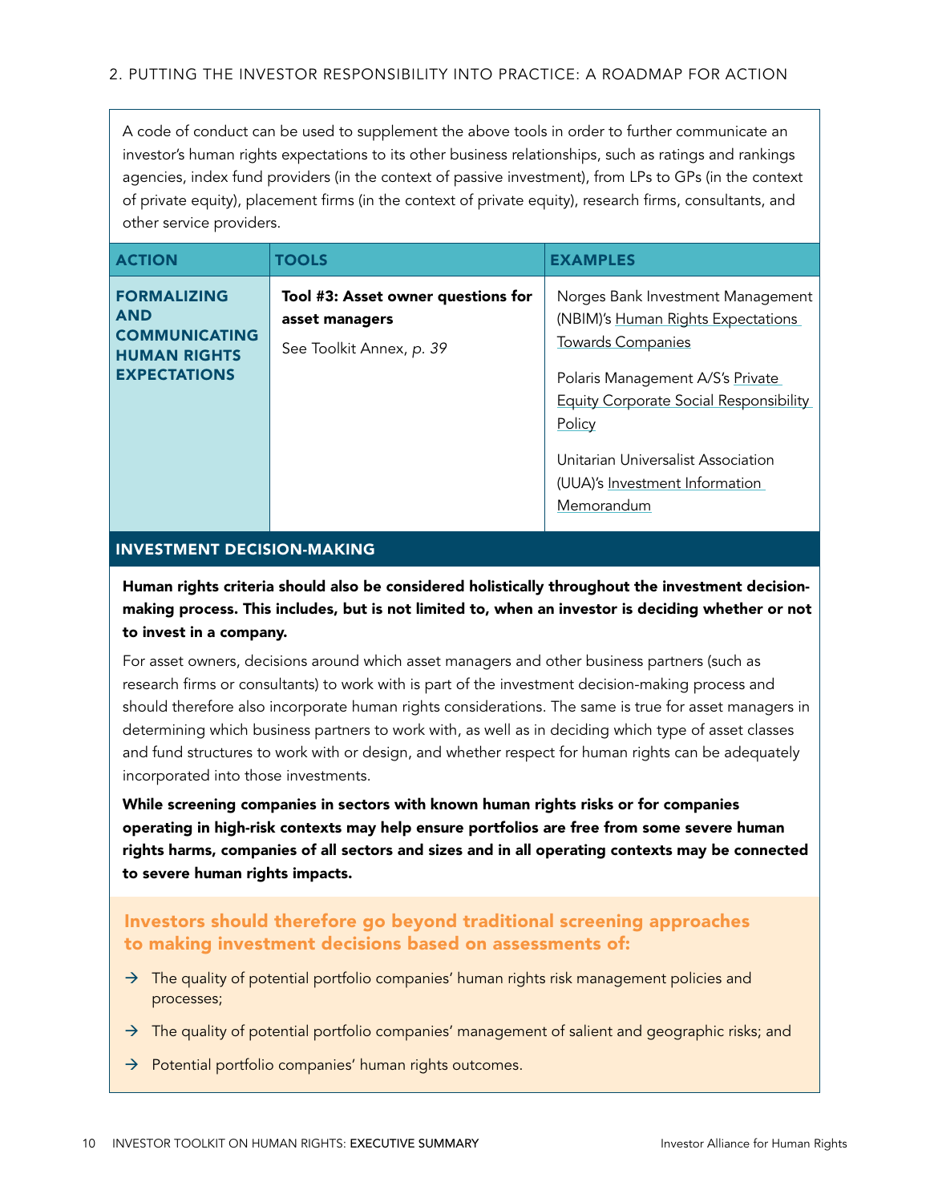A code of conduct can be used to supplement the above tools in order to further communicate an investor's human rights expectations to its other business relationships, such as ratings and rankings agencies, index fund providers (in the context of passive investment), from LPs to GPs (in the context of private equity), placement firms (in the context of private equity), research firms, consultants, and other service providers.

| ACTION | TOOLS | EXAMPLES |
| --- | --- | --- |
| **FORMALIZING AND COMMUNICATING HUMAN RIGHTS EXPECTATIONS** | **Tool #3: Asset owner questions for asset managers**<br>See Toolkit Annex, *p. 39* | Norges Bank Investment Management (NBIM)'s Human Rights Expectations Towards Companies<br>Polaris Management A/S's Private Equity Corporate Social Responsibility Policy<br>Unitarian Universalist Association (UUA)'s Investment Information Memorandum |

## INVESTMENT DECISION-MAKING

**Human rights criteria should also be considered holistically throughout the investment decision-making process. This includes, but is not limited to, when an investor is deciding whether or not to invest in a company.**

For asset owners, decisions around which asset managers and other business partners (such as research firms or consultants) to work with is part of the investment decision-making process and should therefore also incorporate human rights considerations. The same is true for asset managers in determining which business partners to work with, as well as in deciding which type of asset classes and fund structures to work with or design, and whether respect for human rights can be adequately incorporated into those investments.

**While screening companies in sectors with known human rights risks or for companies operating in high-risk contexts may help ensure portfolios are free from some severe human rights harms, companies of all sectors and sizes and in all operating contexts may be connected to severe human rights impacts.**

### Investors should therefore go beyond traditional screening approaches to making investment decisions based on assessments of:

- The quality of potential portfolio companies' human rights risk management policies and processes;
- The quality of potential portfolio companies' management of salient and geographic risks; and
- Potential portfolio companies' human rights outcomes.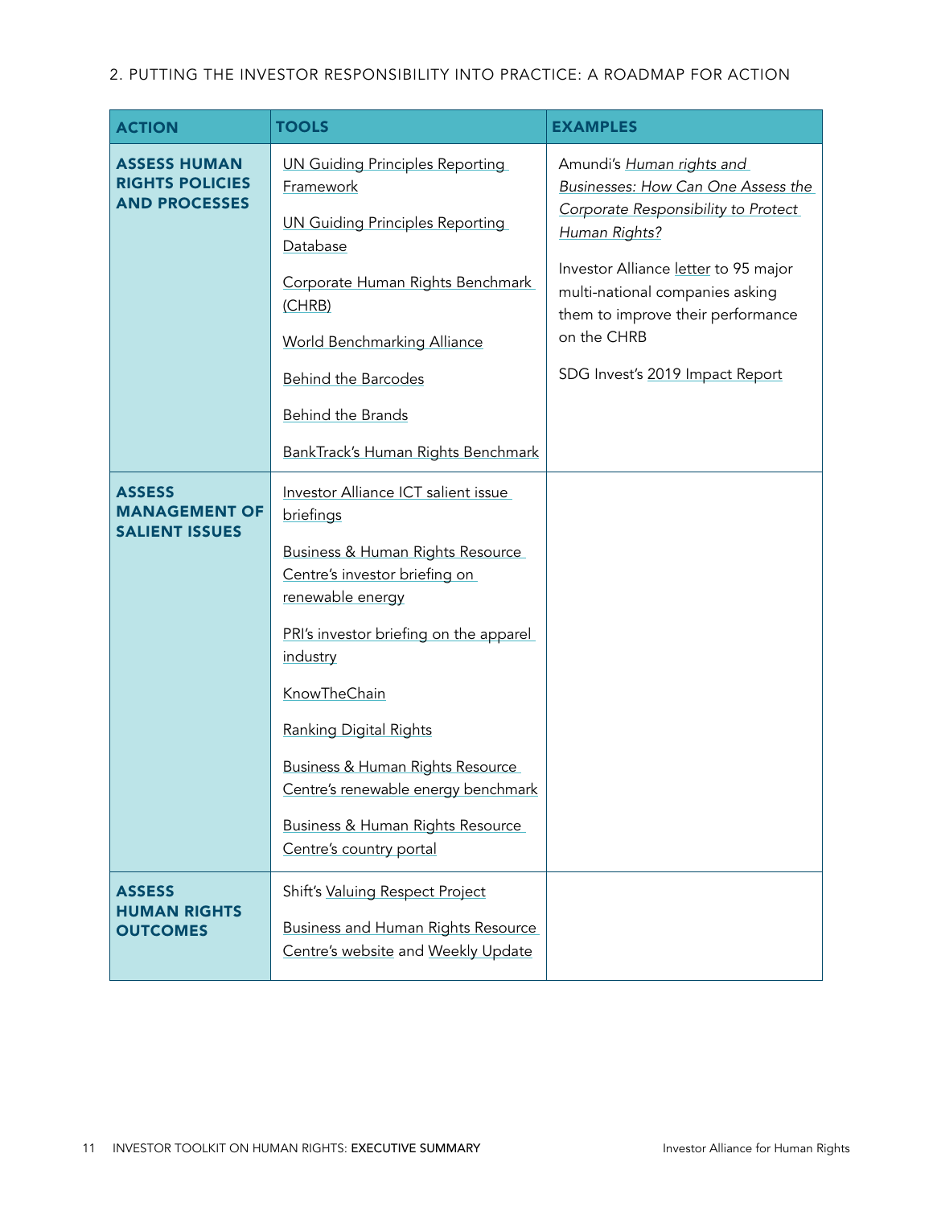## 2. PUTTING THE INVESTOR RESPONSIBILITY INTO PRACTICE: A ROADMAP FOR ACTION

| ACTION | TOOLS | EXAMPLES |
| --- | --- | --- |
| **ASSESS HUMAN RIGHTS POLICIES AND PROCESSES** | UN Guiding Principles Reporting Framework<br><br>UN Guiding Principles Reporting Database<br><br>Corporate Human Rights Benchmark (CHRB)<br><br>World Benchmarking Alliance<br><br>Behind the Barcodes<br><br>Behind the Brands<br><br>BankTrack's Human Rights Benchmark | Amundi's *Human rights and Businesses: How Can One Assess the Corporate Responsibility to Protect Human Rights?*<br><br>Investor Alliance letter to 95 major multi-national companies asking them to improve their performance on the CHRB<br><br>SDG Invest's 2019 Impact Report |
| **ASSESS MANAGEMENT OF SALIENT ISSUES** | Investor Alliance ICT salient issue briefings<br><br>Business & Human Rights Resource Centre's investor briefing on renewable energy<br><br>PRI's investor briefing on the apparel industry<br><br>KnowTheChain<br><br>Ranking Digital Rights<br><br>Business & Human Rights Resource Centre's renewable energy benchmark<br><br>Business & Human Rights Resource Centre's country portal | |
| **ASSESS HUMAN RIGHTS OUTCOMES** | Shift's Valuing Respect Project<br><br>Business and Human Rights Resource Centre's website and Weekly Update | |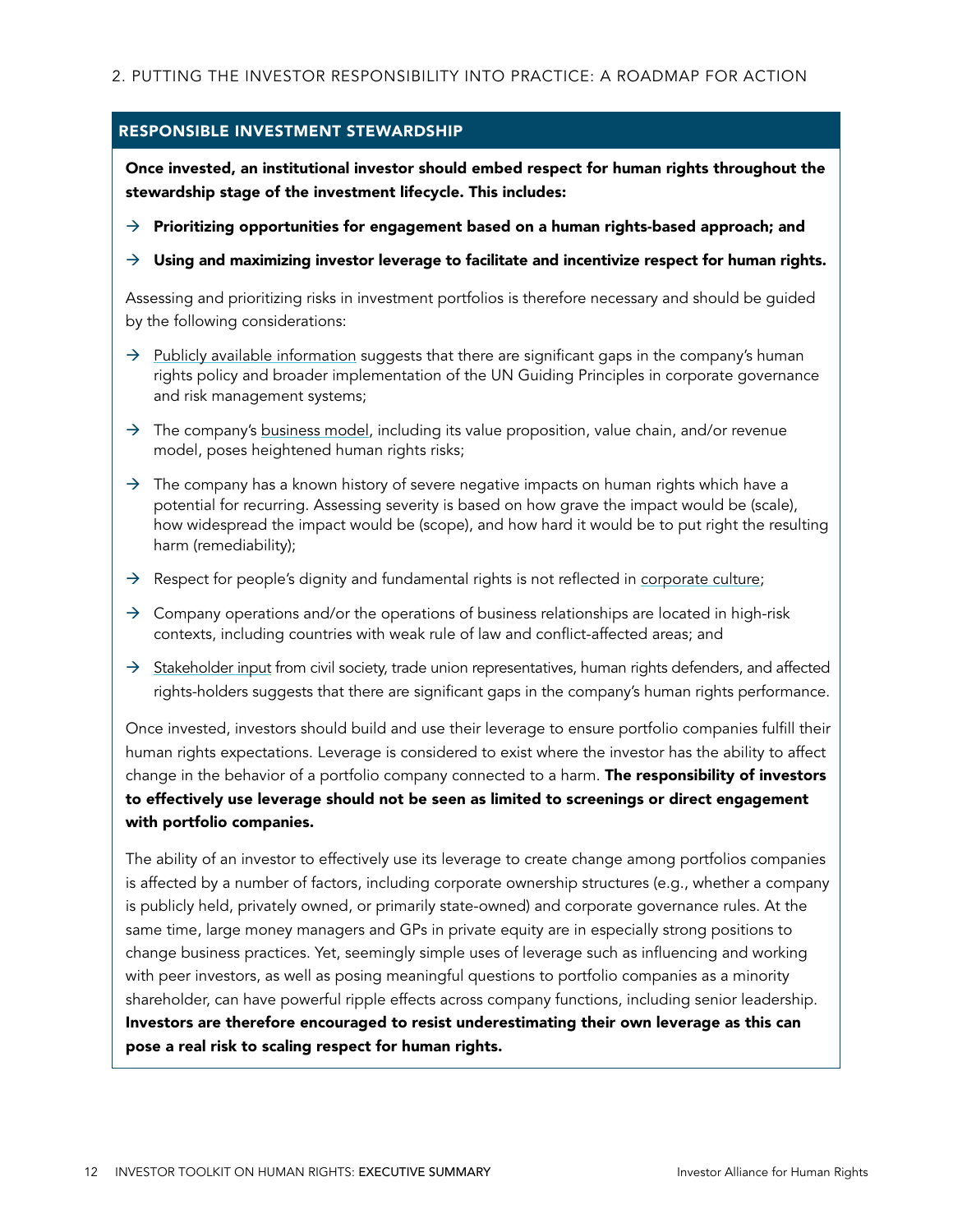## 2. PUTTING THE INVESTOR RESPONSIBILITY INTO PRACTICE: A ROADMAP FOR ACTION

### RESPONSIBLE INVESTMENT STEWARDSHIP

**Once invested, an institutional investor should embed respect for human rights throughout the stewardship stage of the investment lifecycle. This includes:**

- → **Prioritizing opportunities for engagement based on a human rights-based approach; and**
- → **Using and maximizing investor leverage to facilitate and incentivize respect for human rights.**

Assessing and prioritizing risks in investment portfolios is therefore necessary and should be guided by the following considerations:

- → Publicly available information suggests that there are significant gaps in the company's human rights policy and broader implementation of the UN Guiding Principles in corporate governance and risk management systems;
- → The company's business model, including its value proposition, value chain, and/or revenue model, poses heightened human rights risks;
- → The company has a known history of severe negative impacts on human rights which have a potential for recurring. Assessing severity is based on how grave the impact would be (scale), how widespread the impact would be (scope), and how hard it would be to put right the resulting harm (remediability);
- → Respect for people's dignity and fundamental rights is not reflected in corporate culture;
- → Company operations and/or the operations of business relationships are located in high-risk contexts, including countries with weak rule of law and conflict-affected areas; and
- → Stakeholder input from civil society, trade union representatives, human rights defenders, and affected rights-holders suggests that there are significant gaps in the company's human rights performance.

Once invested, investors should build and use their leverage to ensure portfolio companies fulfill their human rights expectations. Leverage is considered to exist where the investor has the ability to affect change in the behavior of a portfolio company connected to a harm. **The responsibility of investors to effectively use leverage should not be seen as limited to screenings or direct engagement with portfolio companies.**

The ability of an investor to effectively use its leverage to create change among portfolios companies is affected by a number of factors, including corporate ownership structures (e.g., whether a company is publicly held, privately owned, or primarily state-owned) and corporate governance rules. At the same time, large money managers and GPs in private equity are in especially strong positions to change business practices. Yet, seemingly simple uses of leverage such as influencing and working with peer investors, as well as posing meaningful questions to portfolio companies as a minority shareholder, can have powerful ripple effects across company functions, including senior leadership. **Investors are therefore encouraged to resist underestimating their own leverage as this can pose a real risk to scaling respect for human rights.**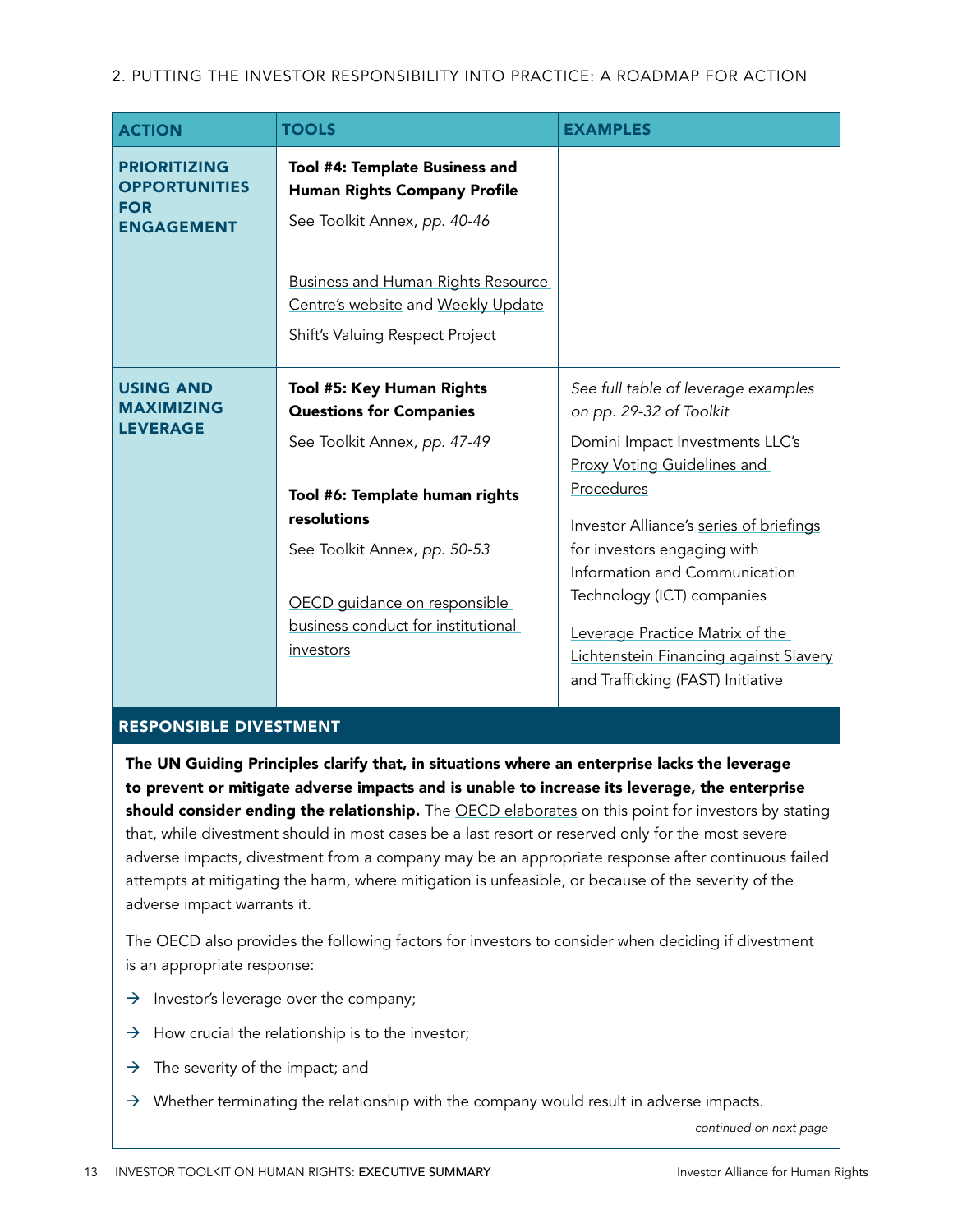## 2. PUTTING THE INVESTOR RESPONSIBILITY INTO PRACTICE: A ROADMAP FOR ACTION

| ACTION | TOOLS | EXAMPLES |
| --- | --- | --- |
| **PRIORITIZING OPPORTUNITIES FOR ENGAGEMENT** | **Tool #4: Template Business and Human Rights Company Profile**<br>See Toolkit Annex, *pp. 40-46*<br><br>Business and Human Rights Resource Centre's website and Weekly Update<br><br>Shift's Valuing Respect Project | |
| **USING AND MAXIMIZING LEVERAGE** | **Tool #5: Key Human Rights Questions for Companies**<br>See Toolkit Annex, *pp. 47-49*<br><br>**Tool #6: Template human rights resolutions**<br>See Toolkit Annex, *pp. 50-53*<br><br>OECD guidance on responsible business conduct for institutional investors | *See full table of leverage examples on pp. 29-32 of Toolkit*<br><br>Domini Impact Investments LLC's Proxy Voting Guidelines and Procedures<br><br>Investor Alliance's series of briefings for investors engaging with Information and Communication Technology (ICT) companies<br><br>Leverage Practice Matrix of the Lichtenstein Financing against Slavery and Trafficking (FAST) Initiative |

### RESPONSIBLE DIVESTMENT

**The UN Guiding Principles clarify that, in situations where an enterprise lacks the leverage to prevent or mitigate adverse impacts and is unable to increase its leverage, the enterprise should consider ending the relationship.** The OECD elaborates on this point for investors by stating that, while divestment should in most cases be a last resort or reserved only for the most severe adverse impacts, divestment from a company may be an appropriate response after continuous failed attempts at mitigating the harm, where mitigation is unfeasible, or because of the severity of the adverse impact warrants it.

The OECD also provides the following factors for investors to consider when deciding if divestment is an appropriate response:

- Investor's leverage over the company;
- How crucial the relationship is to the investor;
- The severity of the impact; and
- Whether terminating the relationship with the company would result in adverse impacts.

*continued on next page*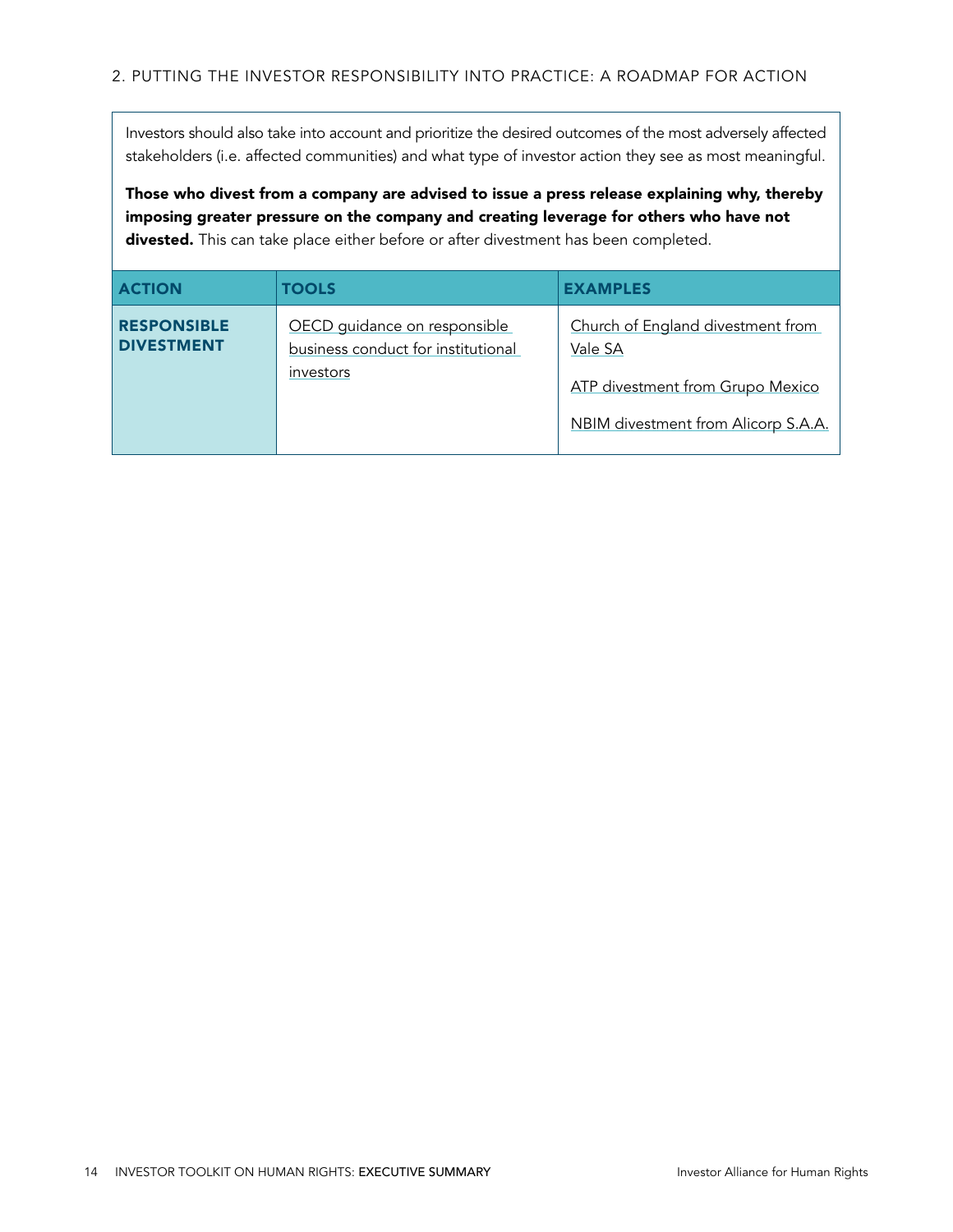## 2. PUTTING THE INVESTOR RESPONSIBILITY INTO PRACTICE: A ROADMAP FOR ACTION

Investors should also take into account and prioritize the desired outcomes of the most adversely affected stakeholders (i.e. affected communities) and what type of investor action they see as most meaningful.

**Those who divest from a company are advised to issue a press release explaining why, thereby imposing greater pressure on the company and creating leverage for others who have not divested.** This can take place either before or after divestment has been completed.

| ACTION | TOOLS | EXAMPLES |
| --- | --- | --- |
| **RESPONSIBLE DIVESTMENT** | OECD guidance on responsible business conduct for institutional investors | Church of England divestment from Vale SA<br><br>ATP divestment from Grupo Mexico<br><br>NBIM divestment from Alicorp S.A.A. |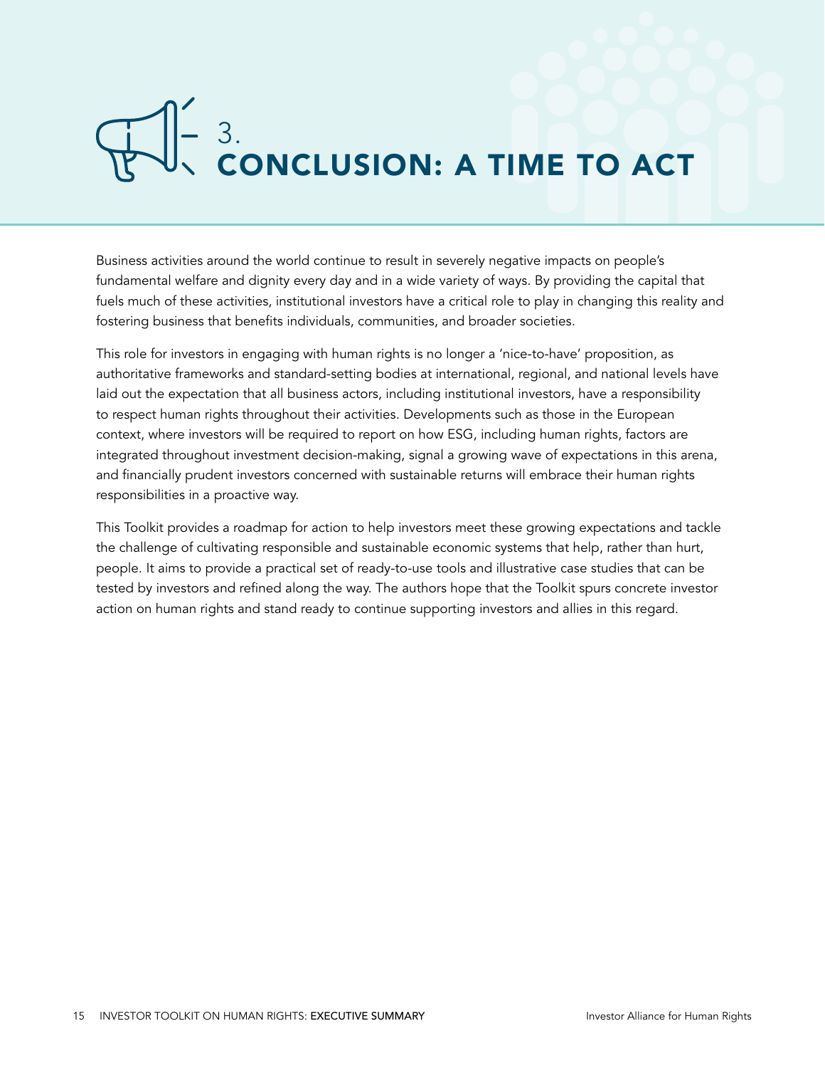# 3. CONCLUSION: A TIME TO ACT

Business activities around the world continue to result in severely negative impacts on people's fundamental welfare and dignity every day and in a wide variety of ways. By providing the capital that fuels much of these activities, institutional investors have a critical role to play in changing this reality and fostering business that benefits individuals, communities, and broader societies.

This role for investors in engaging with human rights is no longer a 'nice-to-have' proposition, as authoritative frameworks and standard-setting bodies at international, regional, and national levels have laid out the expectation that all business actors, including institutional investors, have a responsibility to respect human rights throughout their activities. Developments such as those in the European context, where investors will be required to report on how ESG, including human rights, factors are integrated throughout investment decision-making, signal a growing wave of expectations in this arena, and financially prudent investors concerned with sustainable returns will embrace their human rights responsibilities in a proactive way.

This Toolkit provides a roadmap for action to help investors meet these growing expectations and tackle the challenge of cultivating responsible and sustainable economic systems that help, rather than hurt, people. It aims to provide a practical set of ready-to-use tools and illustrative case studies that can be tested by investors and refined along the way. The authors hope that the Toolkit spurs concrete investor action on human rights and stand ready to continue supporting investors and allies in this regard.